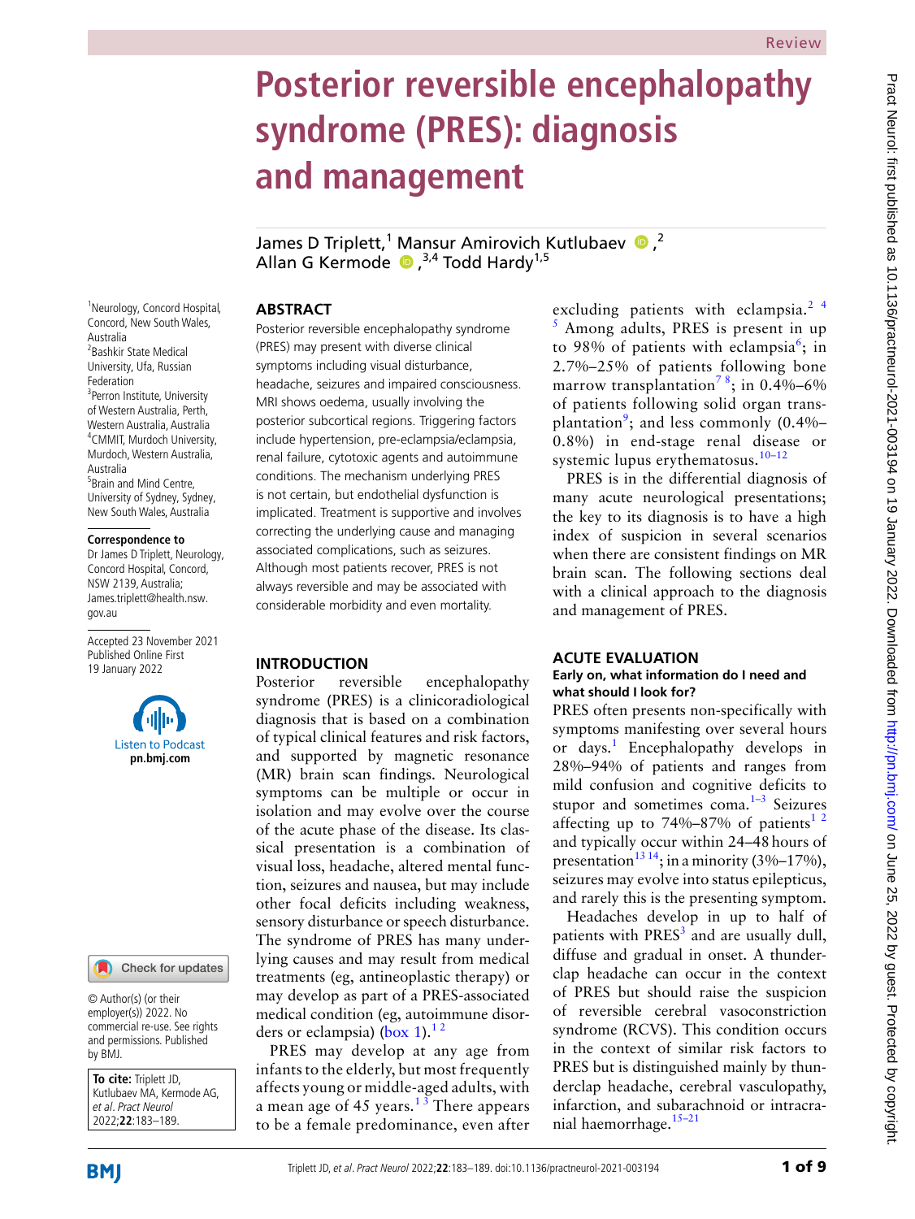Review

# Posterior reversible encephalopathy syndrome (PRES): diagnosis and management

James D Triplett,[1] Mansur Amirovich Kutlubaev,[2] Allan G Kermode,[3,4] Todd Hardy[1,5]

[1]Neurology, Concord Hospital, Concord, New South Wales, Australia
[2]Bashkir State Medical University, Ufa, Russian Federation
[3]Perron Institute, University of Western Australia, Perth, Western Australia, Australia
[4]CMMIT, Murdoch University, Murdoch, Western Australia, Australia
[5]Brain and Mind Centre, University of Sydney, Sydney, New South Wales, Australia

**Correspondence to**
Dr James D Triplett, Neurology, Concord Hospital, Concord, NSW 2139, Australia; James.triplett@health.nsw.gov.au

Accepted 23 November 2021
Published Online First 19 January 2022

Listen to Podcast pn.bmj.com

© Author(s) (or their employer(s)) 2022. No commercial re-use. See rights and permissions. Published by BMJ.

**To cite:** Triplett JD, Kutlubaev MA, Kermode AG, *et al*. *Pract Neurol* 2022;**22**:183–189.

## ABSTRACT

Posterior reversible encephalopathy syndrome (PRES) may present with diverse clinical symptoms including visual disturbance, headache, seizures and impaired consciousness. MRI shows oedema, usually involving the posterior subcortical regions. Triggering factors include hypertension, pre-eclampsia/eclampsia, renal failure, cytotoxic agents and autoimmune conditions. The mechanism underlying PRES is not certain, but endothelial dysfunction is implicated. Treatment is supportive and involves correcting the underlying cause and managing associated complications, such as seizures. Although most patients recover, PRES is not always reversible and may be associated with considerable morbidity and even mortality.

## INTRODUCTION

Posterior reversible encephalopathy syndrome (PRES) is a clinicoradiological diagnosis that is based on a combination of typical clinical features and risk factors, and supported by magnetic resonance (MR) brain scan findings. Neurological symptoms can be multiple or occur in isolation and may evolve over the course of the acute phase of the disease. Its classical presentation is a combination of visual loss, headache, altered mental function, seizures and nausea, but may include other focal deficits including weakness, sensory disturbance or speech disturbance. The syndrome of PRES has many underlying causes and may result from medical treatments (eg, antineoplastic therapy) or may develop as part of a PRES-associated medical condition (eg, autoimmune disorders or eclampsia) (box 1).[1 2]

PRES may develop at any age from infants to the elderly, but most frequently affects young or middle-aged adults, with a mean age of 45 years.[1 3] There appears to be a female predominance, even after excluding patients with eclampsia.[2 4 5] Among adults, PRES is present in up to 98% of patients with eclampsia[6]; in 2.7%–25% of patients following bone marrow transplantation[7 8]; in 0.4%–6% of patients following solid organ transplantation[9]; and less commonly (0.4%–0.8%) in end-stage renal disease or systemic lupus erythematosus.[10–12]

PRES is in the differential diagnosis of many acute neurological presentations; the key to its diagnosis is to have a high index of suspicion in several scenarios when there are consistent findings on MR brain scan. The following sections deal with a clinical approach to the diagnosis and management of PRES.

## ACUTE EVALUATION

### Early on, what information do I need and what should I look for?

PRES often presents non-specifically with symptoms manifesting over several hours or days.[1] Encephalopathy develops in 28%–94% of patients and ranges from mild confusion and cognitive deficits to stupor and sometimes coma.[1–3] Seizures affecting up to 74%–87% of patients[1 2] and typically occur within 24–48 hours of presentation[13 14]; in a minority (3%–17%), seizures may evolve into status epilepticus, and rarely this is the presenting symptom.

Headaches develop in up to half of patients with PRES[3] and are usually dull, diffuse and gradual in onset. A thunderclap headache can occur in the context of PRES but should raise the suspicion of reversible cerebral vasoconstriction syndrome (RCVS). This condition occurs in the context of similar risk factors to PRES but is distinguished mainly by thunderclap headache, cerebral vasculopathy, infarction, and subarachnoid or intracranial haemorrhage.[15–21]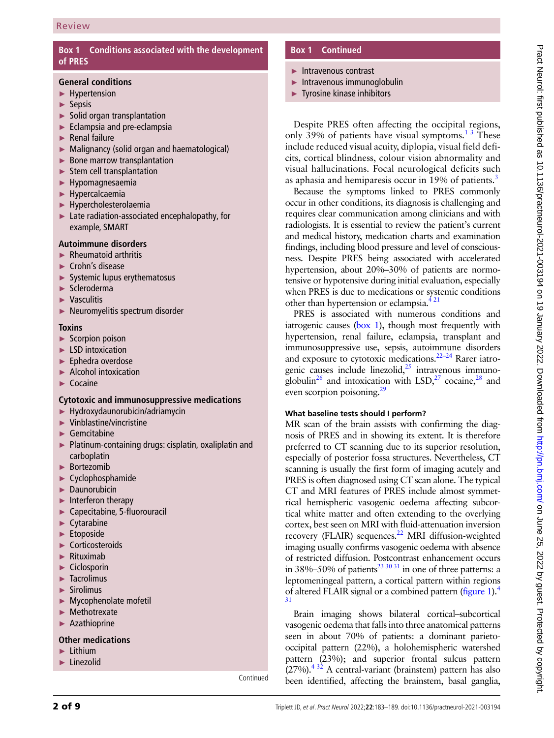**Box 1 Conditions associated with the development of PRES**

**General conditions**

- Hypertension
- Sepsis
- Solid organ transplantation
- Eclampsia and pre-eclampsia
- Renal failure
- Malignancy (solid organ and haematological)
- Bone marrow transplantation
- Stem cell transplantation
- Hypomagnesaemia
- Hypercalcaemia
- Hypercholesterolaemia
- Late radiation-associated encephalopathy, for example, SMART

**Autoimmune disorders**

- Rheumatoid arthritis
- Crohn's disease
- Systemic lupus erythematosus
- Scleroderma
- Vasculitis
- Neuromyelitis spectrum disorder

**Toxins**

- Scorpion poison
- LSD intoxication
- Ephedra overdose
- Alcohol intoxication
- Cocaine

**Cytotoxic and immunosuppressive medications**

- Hydroxydaunorubicin/adriamycin
- Vinblastine/vincristine
- Gemcitabine
- Platinum-containing drugs: cisplatin, oxaliplatin and carboplatin
- Bortezomib
- Cyclophosphamide
- Daunorubicin
- Interferon therapy
- Capecitabine, 5-fluorouracil
- Cytarabine
- Etoposide
- Corticosteroids
- Rituximab
- Ciclosporin
- Tacrolimus
- Sirolimus
- Mycophenolate mofetil
- Methotrexate
- Azathioprine

**Other medications**

- Lithium
- Linezolid
- Intravenous contrast
- Intravenous immunoglobulin
- Tyrosine kinase inhibitors

Despite PRES often affecting the occipital regions, only 39% of patients have visual symptoms.[1,3] These include reduced visual acuity, diplopia, visual field deficits, cortical blindness, colour vision abnormality and visual hallucinations. Focal neurological deficits such as aphasia and hemiparesis occur in 19% of patients.[3]

Because the symptoms linked to PRES commonly occur in other conditions, its diagnosis is challenging and requires clear communication among clinicians and with radiologists. It is essential to review the patient's current and medical history, medication charts and examination findings, including blood pressure and level of consciousness. Despite PRES being associated with accelerated hypertension, about 20%–30% of patients are normotensive or hypotensive during initial evaluation, especially when PRES is due to medications or systemic conditions other than hypertension or eclampsia.[4,21]

PRES is associated with numerous conditions and iatrogenic causes (box 1), though most frequently with hypertension, renal failure, eclampsia, transplant and immunosuppressive use, sepsis, autoimmune disorders and exposure to cytotoxic medications.[22–24] Rarer iatrogenic causes include linezolid,[25] intravenous immunoglobulin[26] and intoxication with LSD,[27] cocaine,[28] and even scorpion poisoning.[29]

#### What baseline tests should I perform?

MR scan of the brain assists with confirming the diagnosis of PRES and in showing its extent. It is therefore preferred to CT scanning due to its superior resolution, especially of posterior fossa structures. Nevertheless, CT scanning is usually the first form of imaging acutely and PRES is often diagnosed using CT scan alone. The typical CT and MRI features of PRES include almost symmetrical hemispheric vasogenic oedema affecting subcortical white matter and often extending to the overlying cortex, best seen on MRI with fluid-attenuation inversion recovery (FLAIR) sequences.[22] MRI diffusion-weighted imaging usually confirms vasogenic oedema with absence of restricted diffusion. Postcontrast enhancement occurs in 38%–50% of patients[23,30,31] in one of three patterns: a leptomeningeal pattern, a cortical pattern within regions of altered FLAIR signal or a combined pattern (figure 1).[4,31]

Brain imaging shows bilateral cortical–subcortical vasogenic oedema that falls into three anatomical patterns seen in about 70% of patients: a dominant parieto-occipital pattern (22%), a holohemispheric watershed pattern (23%); and superior frontal sulcus pattern (27%).[4,32] A central-variant (brainstem) pattern has also been identified, affecting the brainstem, basal ganglia,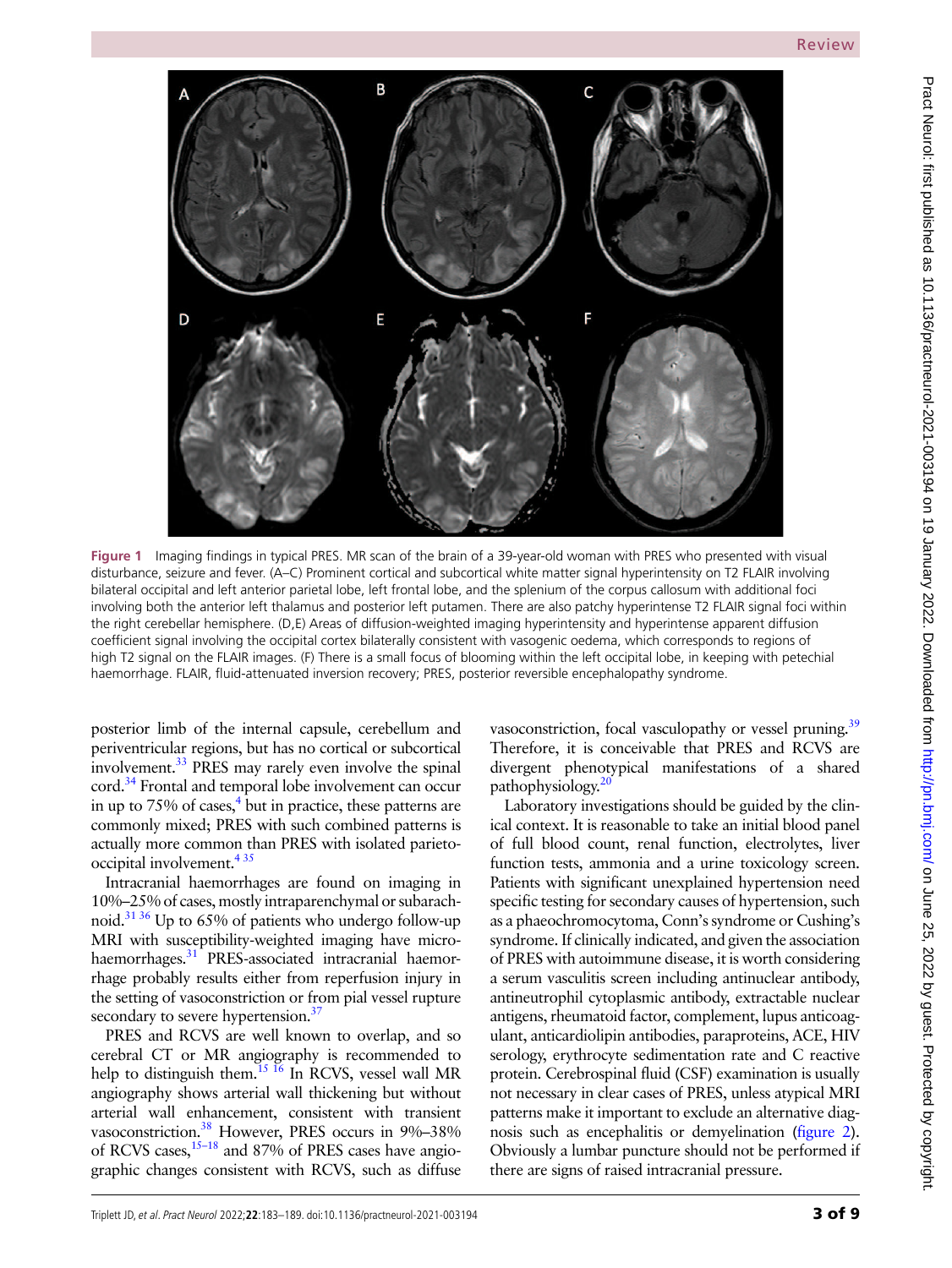Figure 1 Imaging findings in typical PRES. MR scan of the brain of a 39-year-old woman with PRES who presented with visual disturbance, seizure and fever. (A–C) Prominent cortical and subcortical white matter signal hyperintensity on T2 FLAIR involving bilateral occipital and left anterior parietal lobe, left frontal lobe, and the splenium of the corpus callosum with additional foci involving both the anterior left thalamus and posterior left putamen. There are also patchy hyperintense T2 FLAIR signal foci within the right cerebellar hemisphere. (D,E) Areas of diffusion-weighted imaging hyperintensity and hyperintense apparent diffusion coefficient signal involving the occipital cortex bilaterally consistent with vasogenic oedema, which corresponds to regions of high T2 signal on the FLAIR images. (F) There is a small focus of blooming within the left occipital lobe, in keeping with petechial haemorrhage. FLAIR, fluid-attenuated inversion recovery; PRES, posterior reversible encephalopathy syndrome.

posterior limb of the internal capsule, cerebellum and periventricular regions, but has no cortical or subcortical involvement.[33] PRES may rarely even involve the spinal cord.[34] Frontal and temporal lobe involvement can occur in up to 75% of cases,[4] but in practice, these patterns are commonly mixed; PRES with such combined patterns is actually more common than PRES with isolated parieto-occipital involvement.[4 35]

Intracranial haemorrhages are found on imaging in 10%–25% of cases, mostly intraparenchymal or subarachnoid.[31 36] Up to 65% of patients who undergo follow-up MRI with susceptibility-weighted imaging have microhaemorrhages.[31] PRES-associated intracranial haemorrhage probably results either from reperfusion injury in the setting of vasoconstriction or from pial vessel rupture secondary to severe hypertension.[37]

PRES and RCVS are well known to overlap, and so cerebral CT or MR angiography is recommended to help to distinguish them.[15 16] In RCVS, vessel wall MR angiography shows arterial wall thickening but without arterial wall enhancement, consistent with transient vasoconstriction.[38] However, PRES occurs in 9%–38% of RCVS cases,[15–18] and 87% of PRES cases have angiographic changes consistent with RCVS, such as diffuse vasoconstriction, focal vasculopathy or vessel pruning.[39] Therefore, it is conceivable that PRES and RCVS are divergent phenotypical manifestations of a shared pathophysiology.[20]

Laboratory investigations should be guided by the clinical context. It is reasonable to take an initial blood panel of full blood count, renal function, electrolytes, liver function tests, ammonia and a urine toxicology screen. Patients with significant unexplained hypertension need specific testing for secondary causes of hypertension, such as a phaeochromocytoma, Conn's syndrome or Cushing's syndrome. If clinically indicated, and given the association of PRES with autoimmune disease, it is worth considering a serum vasculitis screen including antinuclear antibody, antineutrophil cytoplasmic antibody, extractable nuclear antigens, rheumatoid factor, complement, lupus anticoagulant, anticardiolipin antibodies, paraproteins, ACE, HIV serology, erythrocyte sedimentation rate and C reactive protein. Cerebrospinal fluid (CSF) examination is usually not necessary in clear cases of PRES, unless atypical MRI patterns make it important to exclude an alternative diagnosis such as encephalitis or demyelination (figure 2). Obviously a lumbar puncture should not be performed if there are signs of raised intracranial pressure.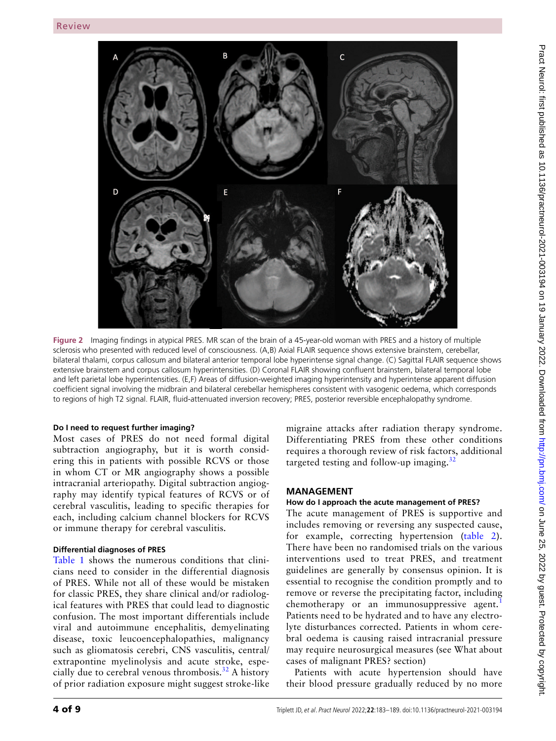**Figure 2** Imaging findings in atypical PRES. MR scan of the brain of a 45-year-old woman with PRES and a history of multiple sclerosis who presented with reduced level of consciousness. (A,B) Axial FLAIR sequence shows extensive brainstem, cerebellar, bilateral thalami, corpus callosum and bilateral anterior temporal lobe hyperintense signal change. (C) Sagittal FLAIR sequence shows extensive brainstem and corpus callosum hyperintensities. (D) Coronal FLAIR showing confluent brainstem, bilateral temporal lobe and left parietal lobe hyperintensities. (E,F) Areas of diffusion-weighted imaging hyperintensity and hyperintense apparent diffusion coefficient signal involving the midbrain and bilateral cerebellar hemispheres consistent with vasogenic oedema, which corresponds to regions of high T2 signal. FLAIR, fluid-attenuated inversion recovery; PRES, posterior reversible encephalopathy syndrome.

#### Do I need to request further imaging?

Most cases of PRES do not need formal digital subtraction angiography, but it is worth considering this in patients with possible RCVS or those in whom CT or MR angiography shows a possible intracranial arteriopathy. Digital subtraction angiography may identify typical features of RCVS or of cerebral vasculitis, leading to specific therapies for each, including calcium channel blockers for RCVS or immune therapy for cerebral vasculitis.

#### Differential diagnoses of PRES

Table 1 shows the numerous conditions that clinicians need to consider in the differential diagnosis of PRES. While not all of these would be mistaken for classic PRES, they share clinical and/or radiological features with PRES that could lead to diagnostic confusion. The most important differentials include viral and autoimmune encephalitis, demyelinating disease, toxic leucoencephalopathies, malignancy such as gliomatosis cerebri, CNS vasculitis, central/extrapontine myelinolysis and acute stroke, especially due to cerebral venous thrombosis.[32] A history of prior radiation exposure might suggest stroke-like migraine attacks after radiation therapy syndrome. Differentiating PRES from these other conditions requires a thorough review of risk factors, additional targeted testing and follow-up imaging.[32]

## MANAGEMENT

#### How do I approach the acute management of PRES?

The acute management of PRES is supportive and includes removing or reversing any suspected cause, for example, correcting hypertension (table 2). There have been no randomised trials on the various interventions used to treat PRES, and treatment guidelines are generally by consensus opinion. It is essential to recognise the condition promptly and to remove or reverse the precipitating factor, including chemotherapy or an immunosuppressive agent.[1] Patients need to be hydrated and to have any electrolyte disturbances corrected. Patients in whom cerebral oedema is causing raised intracranial pressure may require neurosurgical measures (see What about cases of malignant PRES? section)

Patients with acute hypertension should have their blood pressure gradually reduced by no more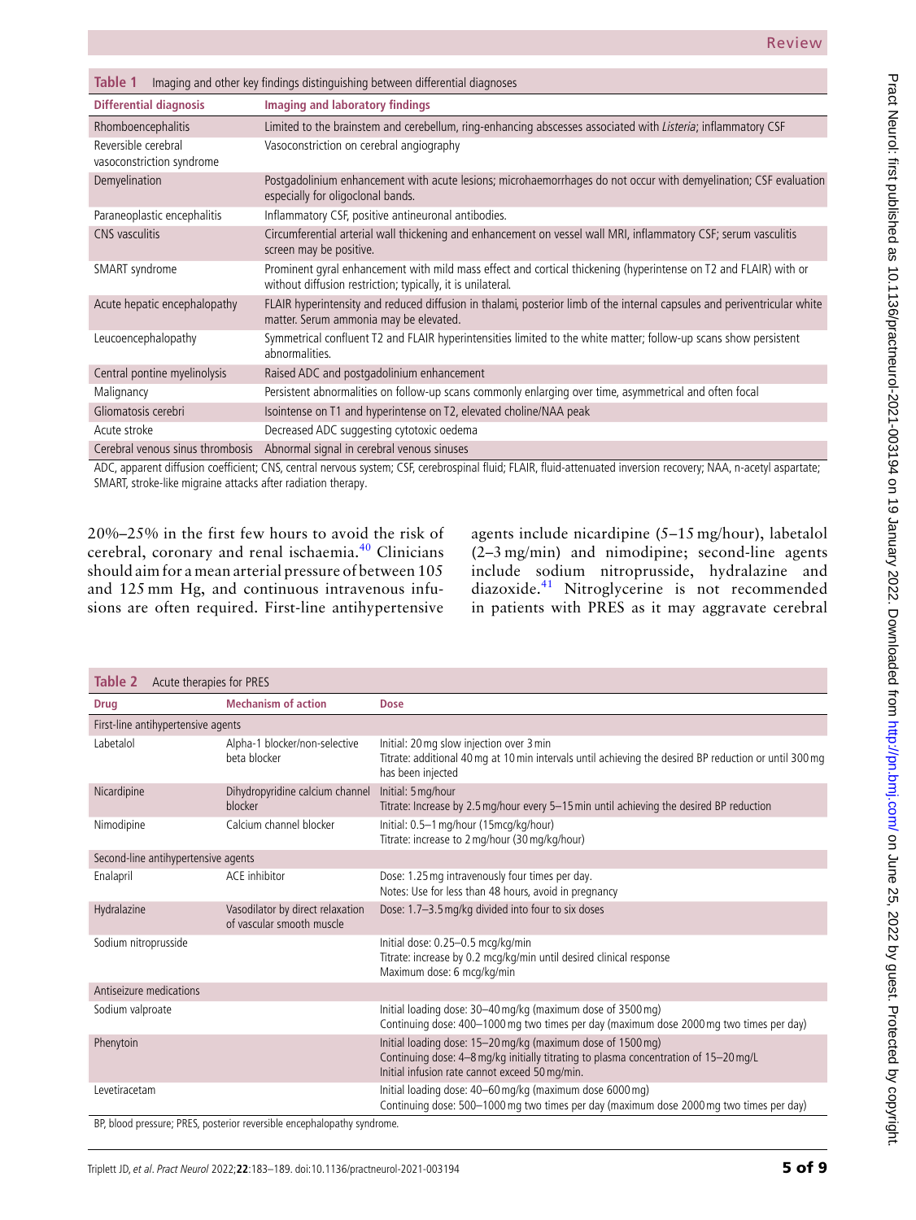**Table 1** Imaging and other key findings distinguishing between differential diagnoses

| Differential diagnosis | Imaging and laboratory findings |
|---|---|
| Rhomboencephalitis | Limited to the brainstem and cerebellum, ring-enhancing abscesses associated with *Listeria*; inflammatory CSF |
| Reversible cerebral vasoconstriction syndrome | Vasoconstriction on cerebral angiography |
| Demyelination | Postgadolinium enhancement with acute lesions; microhaemorrhages do not occur with demyelination; CSF evaluation especially for oligoclonal bands. |
| Paraneoplastic encephalitis | Inflammatory CSF, positive antineuronal antibodies. |
| CNS vasculitis | Circumferential arterial wall thickening and enhancement on vessel wall MRI, inflammatory CSF; serum vasculitis screen may be positive. |
| SMART syndrome | Prominent gyral enhancement with mild mass effect and cortical thickening (hyperintense on T2 and FLAIR) with or without diffusion restriction; typically, it is unilateral. |
| Acute hepatic encephalopathy | FLAIR hyperintensity and reduced diffusion in thalami, posterior limb of the internal capsules and periventricular white matter. Serum ammonia may be elevated. |
| Leucoencephalopathy | Symmetrical confluent T2 and FLAIR hyperintensities limited to the white matter; follow-up scans show persistent abnormalities. |
| Central pontine myelinolysis | Raised ADC and postgadolinium enhancement |
| Malignancy | Persistent abnormalities on follow-up scans commonly enlarging over time, asymmetrical and often focal |
| Gliomatosis cerebri | Isointense on T1 and hyperintense on T2, elevated choline/NAA peak |
| Acute stroke | Decreased ADC suggesting cytotoxic oedema |
| Cerebral venous sinus thrombosis | Abnormal signal in cerebral venous sinuses |

ADC, apparent diffusion coefficient; CNS, central nervous system; CSF, cerebrospinal fluid; FLAIR, fluid-attenuated inversion recovery; NAA, n-acetyl aspartate; SMART, stroke-like migraine attacks after radiation therapy.

20%–25% in the first few hours to avoid the risk of cerebral, coronary and renal ischaemia.[40] Clinicians should aim for a mean arterial pressure of between 105 and 125 mm Hg, and continuous intravenous infusions are often required. First-line antihypertensive agents include nicardipine (5–15 mg/hour), labetalol (2–3 mg/min) and nimodipine; second-line agents include sodium nitroprusside, hydralazine and diazoxide.[41] Nitroglycerine is not recommended in patients with PRES as it may aggravate cerebral

**Table 2** Acute therapies for PRES

| Drug | Mechanism of action | Dose |
|---|---|---|
| First-line antihypertensive agents | | |
| Labetalol | Alpha-1 blocker/non-selective beta blocker | Initial: 20 mg slow injection over 3 min<br>Titrate: additional 40 mg at 10 min intervals until achieving the desired BP reduction or until 300 mg has been injected |
| Nicardipine | Dihydropyridine calcium channel blocker | Initial: 5 mg/hour<br>Titrate: Increase by 2.5 mg/hour every 5–15 min until achieving the desired BP reduction |
| Nimodipine | Calcium channel blocker | Initial: 0.5–1 mg/hour (15mcg/kg/hour)<br>Titrate: increase to 2 mg/hour (30 mg/kg/hour) |
| Second-line antihypertensive agents | | |
| Enalapril | ACE inhibitor | Dose: 1.25 mg intravenously four times per day.<br>Notes: Use for less than 48 hours, avoid in pregnancy |
| Hydralazine | Vasodilator by direct relaxation of vascular smooth muscle | Dose: 1.7–3.5 mg/kg divided into four to six doses |
| Sodium nitroprusside | | Initial dose: 0.25–0.5 mcg/kg/min<br>Titrate: increase by 0.2 mcg/kg/min until desired clinical response<br>Maximum dose: 6 mcg/kg/min |
| Antiseizure medications | | |
| Sodium valproate | | Initial loading dose: 30–40 mg/kg (maximum dose of 3500 mg)<br>Continuing dose: 400–1000 mg two times per day (maximum dose 2000 mg two times per day) |
| Phenytoin | | Initial loading dose: 15–20 mg/kg (maximum dose of 1500 mg)<br>Continuing dose: 4–8 mg/kg initially titrating to plasma concentration of 15–20 mg/L<br>Initial infusion rate cannot exceed 50 mg/min. |
| Levetiracetam | | Initial loading dose: 40–60 mg/kg (maximum dose 6000 mg)<br>Continuing dose: 500–1000 mg two times per day (maximum dose 2000 mg two times per day) |

BP, blood pressure; PRES, posterior reversible encephalopathy syndrome.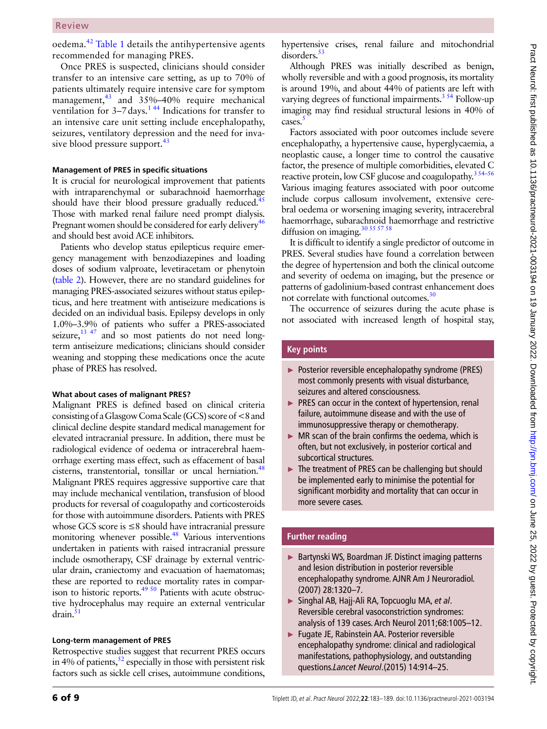oedema.[42] Table 1 details the antihypertensive agents recommended for managing PRES.

Once PRES is suspected, clinicians should consider transfer to an intensive care setting, as up to 70% of patients ultimately require intensive care for symptom management,[43] and 35%–40% require mechanical ventilation for 3–7 days.[1 44] Indications for transfer to an intensive care unit setting include encephalopathy, seizures, ventilatory depression and the need for invasive blood pressure support.[43]

### Management of PRES in specific situations

It is crucial for neurological improvement that patients with intraparenchymal or subarachnoid haemorrhage should have their blood pressure gradually reduced.[45] Those with marked renal failure need prompt dialysis. Pregnant women should be considered for early delivery[46] and should best avoid ACE inhibitors.

Patients who develop status epilepticus require emergency management with benzodiazepines and loading doses of sodium valproate, levetiracetam or phenytoin (table 2). However, there are no standard guidelines for managing PRES-associated seizures without status epilepticus, and here treatment with antiseizure medications is decided on an individual basis. Epilepsy develops in only 1.0%–3.9% of patients who suffer a PRES-associated seizure,[13 47] and so most patients do not need long-term antiseizure medications; clinicians should consider weaning and stopping these medications once the acute phase of PRES has resolved.

### What about cases of malignant PRES?

Malignant PRES is defined based on clinical criteria consisting of a Glasgow Coma Scale (GCS) score of <8 and clinical decline despite standard medical management for elevated intracranial pressure. In addition, there must be radiological evidence of oedema or intracerebral haemorrhage exerting mass effect, such as effacement of basal cisterns, transtentorial, tonsillar or uncal herniation.[48] Malignant PRES requires aggressive supportive care that may include mechanical ventilation, transfusion of blood products for reversal of coagulopathy and corticosteroids for those with autoimmune disorders. Patients with PRES whose GCS score is ≤8 should have intracranial pressure monitoring whenever possible.[48] Various interventions undertaken in patients with raised intracranial pressure include osmotherapy, CSF drainage by external ventricular drain, craniectomy and evacuation of haematomas; these are reported to reduce mortality rates in comparison to historic reports.[49 50] Patients with acute obstructive hydrocephalus may require an external ventricular drain.[51]

### Long-term management of PRES

Retrospective studies suggest that recurrent PRES occurs in 4% of patients,[52] especially in those with persistent risk factors such as sickle cell crises, autoimmune conditions, hypertensive crises, renal failure and mitochondrial disorders.[53]

Although PRES was initially described as benign, wholly reversible and with a good prognosis, its mortality is around 19%, and about 44% of patients are left with varying degrees of functional impairments.[3 54] Follow-up imaging may find residual structural lesions in 40% of cases.[5]

Factors associated with poor outcomes include severe encephalopathy, a hypertensive cause, hyperglycaemia, a neoplastic cause, a longer time to control the causative factor, the presence of multiple comorbidities, elevated C reactive protein, low CSF glucose and coagulopathy.[3 54–56] Various imaging features associated with poor outcome include corpus callosum involvement, extensive cerebral oedema or worsening imaging severity, intracerebral haemorrhage, subarachnoid haemorrhage and restrictive diffusion on imaging.[30 55 57 58]

It is difficult to identify a single predictor of outcome in PRES. Several studies have found a correlation between the degree of hypertension and both the clinical outcome and severity of oedema on imaging, but the presence or patterns of gadolinium-based contrast enhancement does not correlate with functional outcomes.[30]

The occurrence of seizures during the acute phase is not associated with increased length of hospital stay,

### Key points

- Posterior reversible encephalopathy syndrome (PRES) most commonly presents with visual disturbance, seizures and altered consciousness.
- PRES can occur in the context of hypertension, renal failure, autoimmune disease and with the use of immunosuppressive therapy or chemotherapy.
- MR scan of the brain confirms the oedema, which is often, but not exclusively, in posterior cortical and subcortical structures.
- The treatment of PRES can be challenging but should be implemented early to minimise the potential for significant morbidity and mortality that can occur in more severe cases.

### Further reading

- Bartynski WS, Boardman JF. Distinct imaging patterns and lesion distribution in posterior reversible encephalopathy syndrome. AJNR Am J Neuroradiol. (2007) 28:1320–7.
- Singhal AB, Hajj-Ali RA, Topcuoglu MA, *et al*. Reversible cerebral vasoconstriction syndromes: analysis of 139 cases. Arch Neurol 2011;68:1005–12.
- Fugate JE, Rabinstein AA. Posterior reversible encephalopathy syndrome: clinical and radiological manifestations, pathophysiology, and outstanding questions. *Lancet Neurol*. (2015) 14:914–25.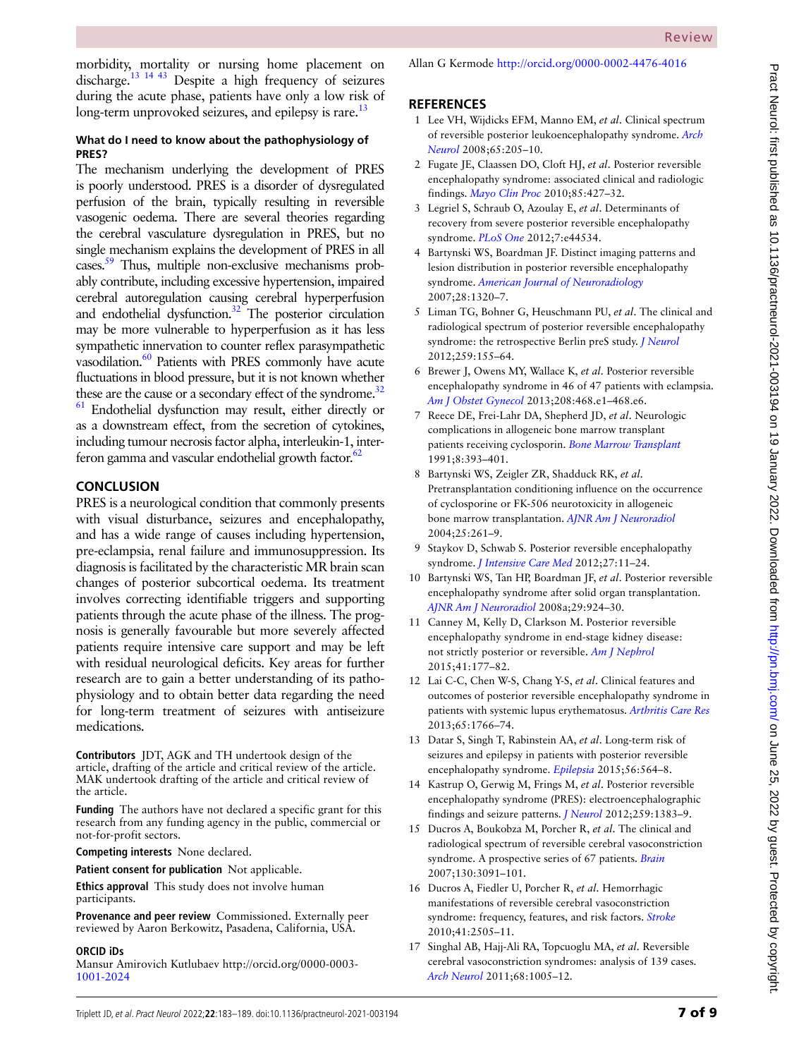morbidity, mortality or nursing home placement on discharge.[13 14 43] Despite a high frequency of seizures during the acute phase, patients have only a low risk of long-term unprovoked seizures, and epilepsy is rare.[13]

### What do I need to know about the pathophysiology of PRES?

The mechanism underlying the development of PRES is poorly understood. PRES is a disorder of dysregulated perfusion of the brain, typically resulting in reversible vasogenic oedema. There are several theories regarding the cerebral vasculature dysregulation in PRES, but no single mechanism explains the development of PRES in all cases.[59] Thus, multiple non-exclusive mechanisms probably contribute, including excessive hypertension, impaired cerebral autoregulation causing cerebral hyperperfusion and endothelial dysfunction.[32] The posterior circulation may be more vulnerable to hyperperfusion as it has less sympathetic innervation to counter reflex parasympathetic vasodilation.[60] Patients with PRES commonly have acute fluctuations in blood pressure, but it is not known whether these are the cause or a secondary effect of the syndrome.[32 61] Endothelial dysfunction may result, either directly or as a downstream effect, from the secretion of cytokines, including tumour necrosis factor alpha, interleukin-1, interferon gamma and vascular endothelial growth factor.[62]

## CONCLUSION

PRES is a neurological condition that commonly presents with visual disturbance, seizures and encephalopathy, and has a wide range of causes including hypertension, pre-eclampsia, renal failure and immunosuppression. Its diagnosis is facilitated by the characteristic MR brain scan changes of posterior subcortical oedema. Its treatment involves correcting identifiable triggers and supporting patients through the acute phase of the illness. The prognosis is generally favourable but more severely affected patients require intensive care support and may be left with residual neurological deficits. Key areas for further research are to gain a better understanding of its pathophysiology and to obtain better data regarding the need for long-term treatment of seizures with antiseizure medications.

**Contributors** JDT, AGK and TH undertook design of the article, drafting of the article and critical review of the article. MAK undertook drafting of the article and critical review of the article.

**Funding** The authors have not declared a specific grant for this research from any funding agency in the public, commercial or not-for-profit sectors.

**Competing interests** None declared.

**Patient consent for publication** Not applicable.

**Ethics approval** This study does not involve human participants.

**Provenance and peer review** Commissioned. Externally peer reviewed by Aaron Berkowitz, Pasadena, California, USA.

**ORCID iDs**

Mansur Amirovich Kutlubaev http://orcid.org/0000-0003-1001-2024

Allan G Kermode http://orcid.org/0000-0002-4476-4016

## REFERENCES

1. Lee VH, Wijdicks EFM, Manno EM, *et al*. Clinical spectrum of reversible posterior leukoencephalopathy syndrome. *Arch Neurol* 2008;65:205–10.
2. Fugate JE, Claassen DO, Cloft HJ, *et al*. Posterior reversible encephalopathy syndrome: associated clinical and radiologic findings. *Mayo Clin Proc* 2010;85:427–32.
3. Legriel S, Schraub O, Azoulay E, *et al*. Determinants of recovery from severe posterior reversible encephalopathy syndrome. *PLoS One* 2012;7:e44534.
4. Bartynski WS, Boardman JF. Distinct imaging patterns and lesion distribution in posterior reversible encephalopathy syndrome. *American Journal of Neuroradiology* 2007;28:1320–7.
5. Liman TG, Bohner G, Heuschmann PU, *et al*. The clinical and radiological spectrum of posterior reversible encephalopathy syndrome: the retrospective Berlin preS study. *J Neurol* 2012;259:155–64.
6. Brewer J, Owens MY, Wallace K, *et al*. Posterior reversible encephalopathy syndrome in 46 of 47 patients with eclampsia. *Am J Obstet Gynecol* 2013;208:468.e1–468.e6.
7. Reece DE, Frei-Lahr DA, Shepherd JD, *et al*. Neurologic complications in allogeneic bone marrow transplant patients receiving cyclosporin. *Bone Marrow Transplant* 1991;8:393–401.
8. Bartynski WS, Zeigler ZR, Shadduck RK, *et al*. Pretransplantation conditioning influence on the occurrence of cyclosporine or FK-506 neurotoxicity in allogeneic bone marrow transplantation. *AJNR Am J Neuroradiol* 2004;25:261–9.
9. Staykov D, Schwab S. Posterior reversible encephalopathy syndrome. *J Intensive Care Med* 2012;27:11–24.
10. Bartynski WS, Tan HP, Boardman JF, *et al*. Posterior reversible encephalopathy syndrome after solid organ transplantation. *AJNR Am J Neuroradiol* 2008a;29:924–30.
11. Canney M, Kelly D, Clarkson M. Posterior reversible encephalopathy syndrome in end-stage kidney disease: not strictly posterior or reversible. *Am J Nephrol* 2015;41:177–82.
12. Lai C-C, Chen W-S, Chang Y-S, *et al*. Clinical features and outcomes of posterior reversible encephalopathy syndrome in patients with systemic lupus erythematosus. *Arthritis Care Res* 2013;65:1766–74.
13. Datar S, Singh T, Rabinstein AA, *et al*. Long-term risk of seizures and epilepsy in patients with posterior reversible encephalopathy syndrome. *Epilepsia* 2015;56:564–8.
14. Kastrup O, Gerwig M, Frings M, *et al*. Posterior reversible encephalopathy syndrome (PRES): electroencephalographic findings and seizure patterns. *J Neurol* 2012;259:1383–9.
15. Ducros A, Boukobza M, Porcher R, *et al*. The clinical and radiological spectrum of reversible cerebral vasoconstriction syndrome. A prospective series of 67 patients. *Brain* 2007;130:3091–101.
16. Ducros A, Fiedler U, Porcher R, *et al*. Hemorrhagic manifestations of reversible cerebral vasoconstriction syndrome: frequency, features, and risk factors. *Stroke* 2010;41:2505–11.
17. Singhal AB, Hajj-Ali RA, Topcuoglu MA, *et al*. Reversible cerebral vasoconstriction syndromes: analysis of 139 cases. *Arch Neurol* 2011;68:1005–12.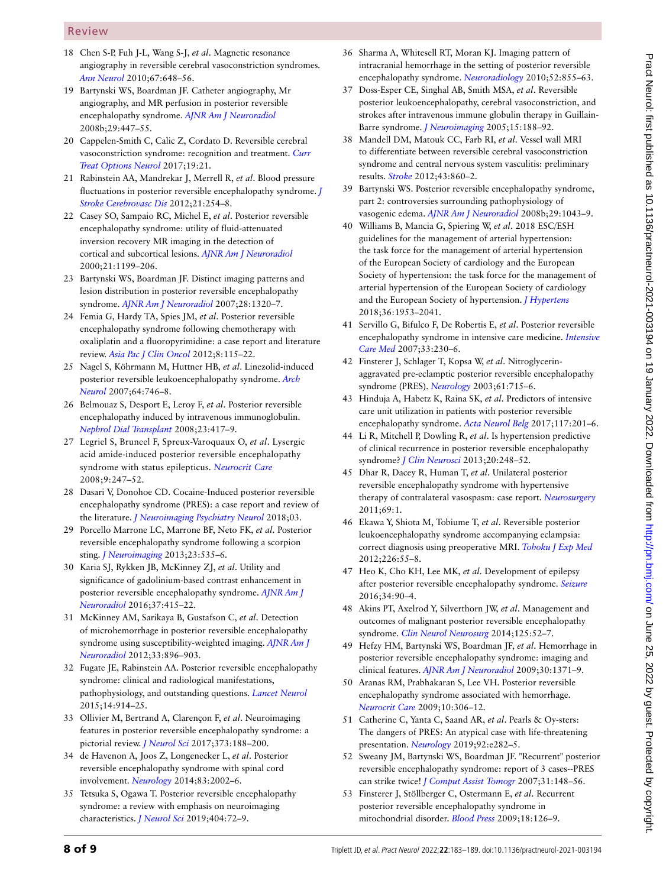18 Chen S-P, Fuh J-L, Wang S-J, *et al*. Magnetic resonance angiography in reversible cerebral vasoconstriction syndromes. *Ann Neurol* 2010;67:648–56.

19 Bartynski WS, Boardman JF. Catheter angiography, Mr angiography, and MR perfusion in posterior reversible encephalopathy syndrome. *AJNR Am J Neuroradiol* 2008b;29:447–55.

20 Cappelen-Smith C, Calic Z, Cordato D. Reversible cerebral vasoconstriction syndrome: recognition and treatment. *Curr Treat Options Neurol* 2017;19:21.

21 Rabinstein AA, Mandrekar J, Merrell R, *et al*. Blood pressure fluctuations in posterior reversible encephalopathy syndrome. *J Stroke Cerebrovasc Dis* 2012;21:254–8.

22 Casey SO, Sampaio RC, Michel E, *et al*. Posterior reversible encephalopathy syndrome: utility of fluid-attenuated inversion recovery MR imaging in the detection of cortical and subcortical lesions. *AJNR Am J Neuroradiol* 2000;21:1199–206.

23 Bartynski WS, Boardman JF. Distinct imaging patterns and lesion distribution in posterior reversible encephalopathy syndrome. *AJNR Am J Neuroradiol* 2007;28:1320–7.

24 Femia G, Hardy TA, Spies JM, *et al*. Posterior reversible encephalopathy syndrome following chemotherapy with oxaliplatin and a fluoropyrimidine: a case report and literature review. *Asia Pac J Clin Oncol* 2012;8:115–22.

25 Nagel S, Köhrmann M, Huttner HB, *et al*. Linezolid-induced posterior reversible leukoencephalopathy syndrome. *Arch Neurol* 2007;64:746–8.

26 Belmouaz S, Desport E, Leroy F, *et al*. Posterior reversible encephalopathy induced by intravenous immunoglobulin. *Nephrol Dial Transplant* 2008;23:417–9.

27 Legriel S, Bruneel F, Spreux-Varoquaux O, *et al*. Lysergic acid amide-induced posterior reversible encephalopathy syndrome with status epilepticus. *Neurocrit Care* 2008;9:247–52.

28 Dasari V, Donohoe CD. Cocaine-Induced posterior reversible encephalopathy syndrome (PRES): a case report and review of the literature. *J Neuroimaging Psychiatry Neurol* 2018;03.

29 Porcello Marrone LC, Marrone BF, Neto FK, *et al*. Posterior reversible encephalopathy syndrome following a scorpion sting. *J Neuroimaging* 2013;23:535–6.

30 Karia SJ, Rykken JB, McKinney ZJ, *et al*. Utility and significance of gadolinium-based contrast enhancement in posterior reversible encephalopathy syndrome. *AJNR Am J Neuroradiol* 2016;37:415–22.

31 McKinney AM, Sarikaya B, Gustafson C, *et al*. Detection of microhemorrhage in posterior reversible encephalopathy syndrome using susceptibility-weighted imaging. *AJNR Am J Neuroradiol* 2012;33:896–903.

32 Fugate JE, Rabinstein AA. Posterior reversible encephalopathy syndrome: clinical and radiological manifestations, pathophysiology, and outstanding questions. *Lancet Neurol* 2015;14:914–25.

33 Ollivier M, Bertrand A, Clarençon F, *et al*. Neuroimaging features in posterior reversible encephalopathy syndrome: a pictorial review. *J Neurol Sci* 2017;373:188–200.

34 de Havenon A, Joos Z, Longenecker L, *et al*. Posterior reversible encephalopathy syndrome with spinal cord involvement. *Neurology* 2014;83:2002–6.

35 Tetsuka S, Ogawa T. Posterior reversible encephalopathy syndrome: a review with emphasis on neuroimaging characteristics. *J Neurol Sci* 2019;404:72–9.

36 Sharma A, Whitesell RT, Moran KJ. Imaging pattern of intracranial hemorrhage in the setting of posterior reversible encephalopathy syndrome. *Neuroradiology* 2010;52:855–63.

37 Doss-Esper CE, Singhal AB, Smith MSA, *et al*. Reversible posterior leukoencephalopathy, cerebral vasoconstriction, and strokes after intravenous immune globulin therapy in Guillain-Barre syndrome. *J Neuroimaging* 2005;15:188–92.

38 Mandell DM, Matouk CC, Farb RI, *et al*. Vessel wall MRI to differentiate between reversible cerebral vasoconstriction syndrome and central nervous system vasculitis: preliminary results. *Stroke* 2012;43:860–2.

39 Bartynski WS. Posterior reversible encephalopathy syndrome, part 2: controversies surrounding pathophysiology of vasogenic edema. *AJNR Am J Neuroradiol* 2008b;29:1043–9.

40 Williams B, Mancia G, Spiering W, *et al*. 2018 ESC/ESH guidelines for the management of arterial hypertension: the task force for the management of arterial hypertension of the European Society of cardiology and the European Society of hypertension: the task force for the management of arterial hypertension of the European Society of cardiology and the European Society of hypertension. *J Hypertens* 2018;36:1953–2041.

41 Servillo G, Bifulco F, De Robertis E, *et al*. Posterior reversible encephalopathy syndrome in intensive care medicine. *Intensive Care Med* 2007;33:230–6.

42 Finsterer J, Schlager T, Kopsa W, *et al*. Nitroglycerin-aggravated pre-eclamptic posterior reversible encephalopathy syndrome (PRES). *Neurology* 2003;61:715–6.

43 Hinduja A, Habetz K, Raina SK, *et al*. Predictors of intensive care unit utilization in patients with posterior reversible encephalopathy syndrome. *Acta Neurol Belg* 2017;117:201–6.

44 Li R, Mitchell P, Dowling R, *et al*. Is hypertension predictive of clinical recurrence in posterior reversible encephalopathy syndrome? *J Clin Neurosci* 2013;20:248–52.

45 Dhar R, Dacey R, Human T, *et al*. Unilateral posterior reversible encephalopathy syndrome with hypertensive therapy of contralateral vasospasm: case report. *Neurosurgery* 2011;69:1.

46 Ekawa Y, Shiota M, Tobiume T, *et al*. Reversible posterior leukoencephalopathy syndrome accompanying eclampsia: correct diagnosis using preoperative MRI. *Tohoku J Exp Med* 2012;226:55–8.

47 Heo K, Cho KH, Lee MK, *et al*. Development of epilepsy after posterior reversible encephalopathy syndrome. *Seizure* 2016;34:90–4.

48 Akins PT, Axelrod Y, Silverthorn JW, *et al*. Management and outcomes of malignant posterior reversible encephalopathy syndrome. *Clin Neurol Neurosurg* 2014;125:52–7.

49 Hefzy HM, Bartynski WS, Boardman JF, *et al*. Hemorrhage in posterior reversible encephalopathy syndrome: imaging and clinical features. *AJNR Am J Neuroradiol* 2009;30:1371–9.

50 Aranas RM, Prabhakaran S, Lee VH. Posterior reversible encephalopathy syndrome associated with hemorrhage. *Neurocrit Care* 2009;10:306–12.

51 Catherine C, Yanta C, Saand AR, *et al*. Pearls & Oy-sters: The dangers of PRES: An atypical case with life-threatening presentation. *Neurology* 2019;92:e282–5.

52 Sweany JM, Bartynski WS, Boardman JF. "Recurrent" posterior reversible encephalopathy syndrome: report of 3 cases--PRES can strike twice! *J Comput Assist Tomogr* 2007;31:148–56.

53 Finsterer J, Stöllberger C, Ostermann E, *et al*. Recurrent posterior reversible encephalopathy syndrome in mitochondrial disorder. *Blood Press* 2009;18:126–9.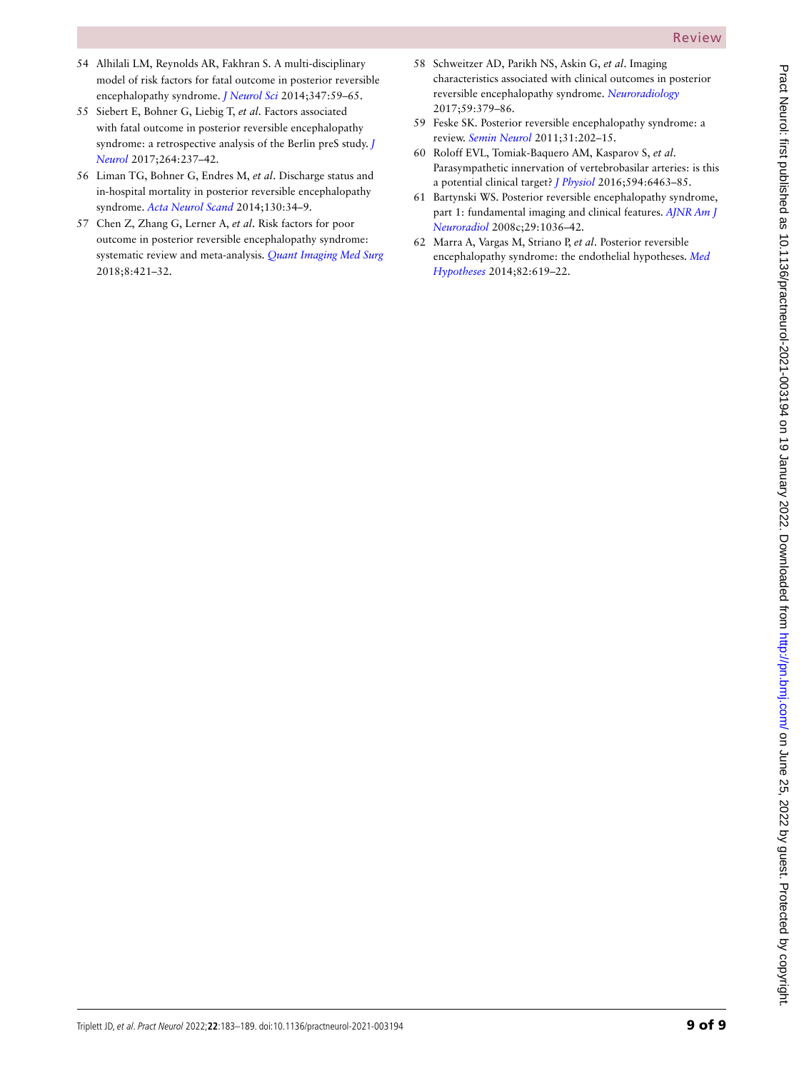54 Alhilali LM, Reynolds AR, Fakhran S. A multi-disciplinary model of risk factors for fatal outcome in posterior reversible encephalopathy syndrome. *J Neurol Sci* 2014;347:59–65.

55 Siebert E, Bohner G, Liebig T, *et al*. Factors associated with fatal outcome in posterior reversible encephalopathy syndrome: a retrospective analysis of the Berlin preS study. *J Neurol* 2017;264:237–42.

56 Liman TG, Bohner G, Endres M, *et al*. Discharge status and in-hospital mortality in posterior reversible encephalopathy syndrome. *Acta Neurol Scand* 2014;130:34–9.

57 Chen Z, Zhang G, Lerner A, *et al*. Risk factors for poor outcome in posterior reversible encephalopathy syndrome: systematic review and meta-analysis. *Quant Imaging Med Surg* 2018;8:421–32.

58 Schweitzer AD, Parikh NS, Askin G, *et al*. Imaging characteristics associated with clinical outcomes in posterior reversible encephalopathy syndrome. *Neuroradiology* 2017;59:379–86.

59 Feske SK. Posterior reversible encephalopathy syndrome: a review. *Semin Neurol* 2011;31:202–15.

60 Roloff EVL, Tomiak-Baquero AM, Kasparov S, *et al*. Parasympathetic innervation of vertebrobasilar arteries: is this a potential clinical target? *J Physiol* 2016;594:6463–85.

61 Bartynski WS. Posterior reversible encephalopathy syndrome, part 1: fundamental imaging and clinical features. *AJNR Am J Neuroradiol* 2008c;29:1036–42.

62 Marra A, Vargas M, Striano P, *et al*. Posterior reversible encephalopathy syndrome: the endothelial hypotheses. *Med Hypotheses* 2014;82:619–22.